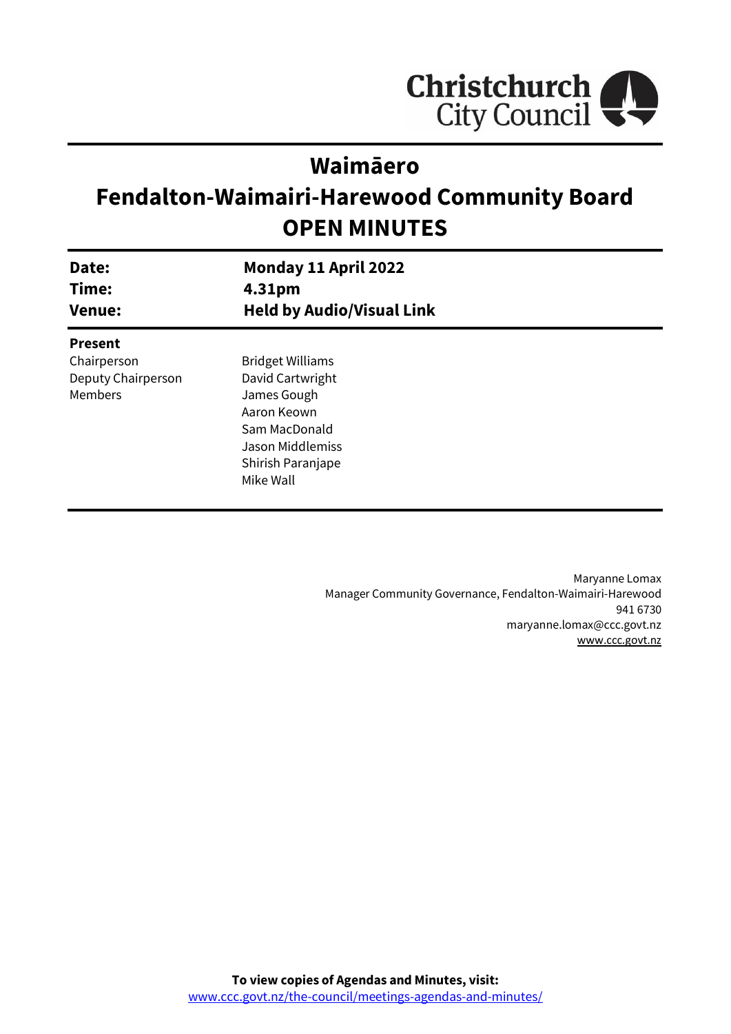Christchurch City Council

# Waimāero
# Fendalton-Waimairi-Harewood Community Board
# OPEN MINUTES

| | |
|---|---|
| **Date:** | **Monday 11 April 2022** |
| **Time:** | **4.31pm** |
| **Venue:** | **Held by Audio/Visual Link** |

**Present**

| | |
|---|---|
| Chairperson | Bridget Williams |
| Deputy Chairperson | David Cartwright |
| Members | James Gough |
| | Aaron Keown |
| | Sam MacDonald |
| | Jason Middlemiss |
| | Shirish Paranjape |
| | Mike Wall |

Maryanne Lomax
Manager Community Governance, Fendalton-Waimairi-Harewood
941 6730
maryanne.lomax@ccc.govt.nz
www.ccc.govt.nz

**To view copies of Agendas and Minutes, visit:**
www.ccc.govt.nz/the-council/meetings-agendas-and-minutes/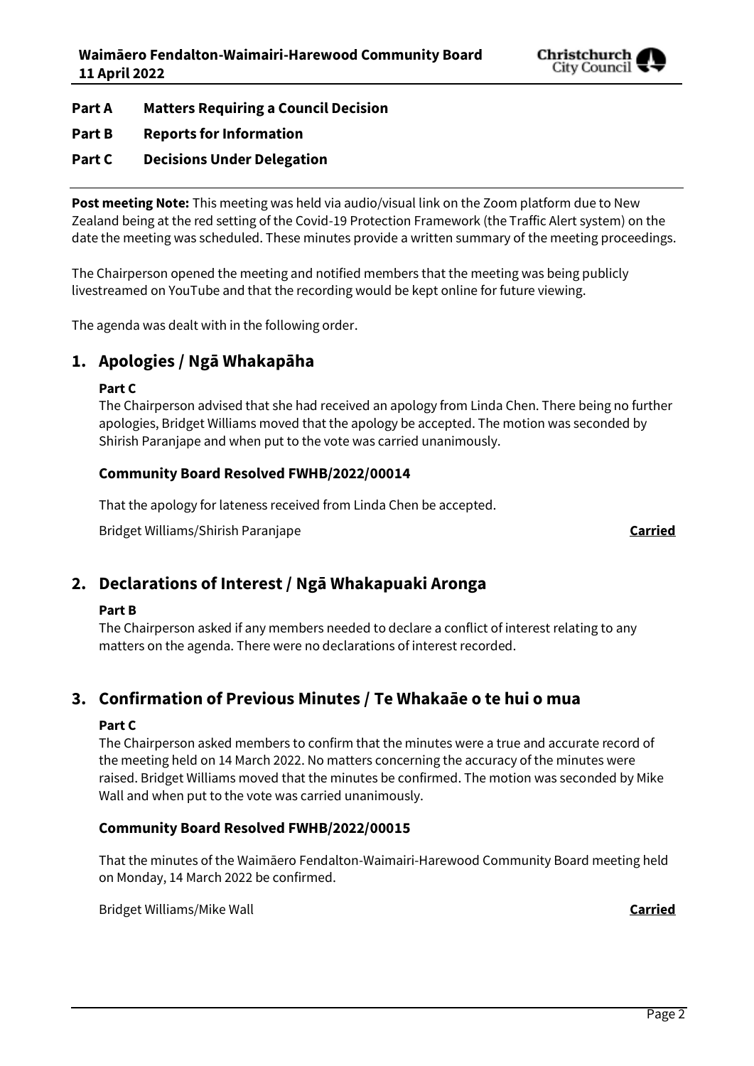**Part A Matters Requiring a Council Decision**

**Part B Reports for Information**

**Part C Decisions Under Delegation**

---

**Post meeting Note:** This meeting was held via audio/visual link on the Zoom platform due to New Zealand being at the red setting of the Covid-19 Protection Framework (the Traffic Alert system) on the date the meeting was scheduled. These minutes provide a written summary of the meeting proceedings.

The Chairperson opened the meeting and notified members that the meeting was being publicly livestreamed on YouTube and that the recording would be kept online for future viewing.

The agenda was dealt with in the following order.

## 1. Apologies / Ngā Whakapāha

**Part C**

The Chairperson advised that she had received an apology from Linda Chen. There being no further apologies, Bridget Williams moved that the apology be accepted. The motion was seconded by Shirish Paranjape and when put to the vote was carried unanimously.

### Community Board Resolved FWHB/2022/00014

That the apology for lateness received from Linda Chen be accepted.

Bridget Williams/Shirish Paranjape **Carried**

## 2. Declarations of Interest / Ngā Whakapuaki Aronga

**Part B**

The Chairperson asked if any members needed to declare a conflict of interest relating to any matters on the agenda. There were no declarations of interest recorded.

## 3. Confirmation of Previous Minutes / Te Whakaāe o te hui o mua

**Part C**

The Chairperson asked members to confirm that the minutes were a true and accurate record of the meeting held on 14 March 2022. No matters concerning the accuracy of the minutes were raised. Bridget Williams moved that the minutes be confirmed. The motion was seconded by Mike Wall and when put to the vote was carried unanimously.

### Community Board Resolved FWHB/2022/00015

That the minutes of the Waimāero Fendalton-Waimairi-Harewood Community Board meeting held on Monday, 14 March 2022 be confirmed.

Bridget Williams/Mike Wall **Carried**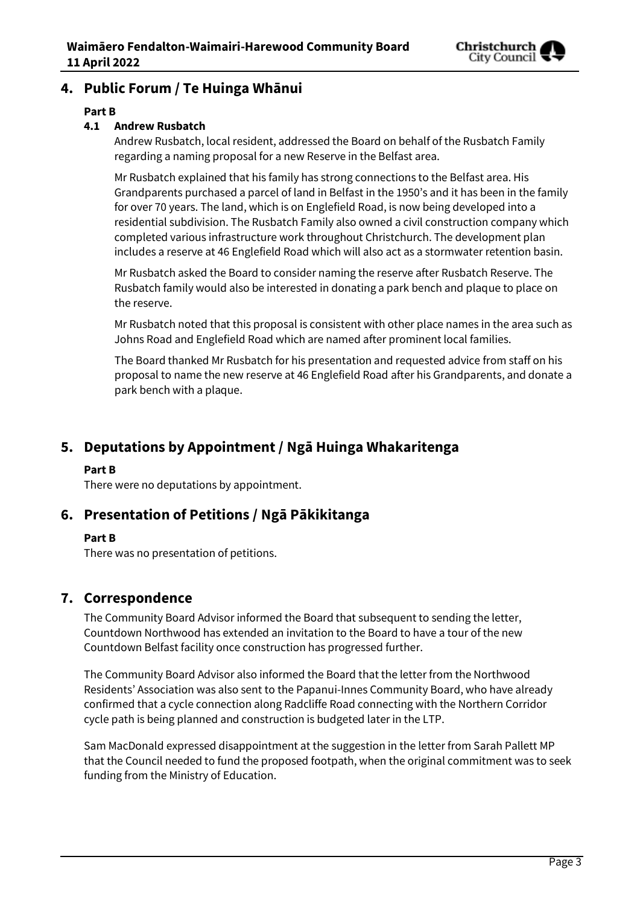## 4. Public Forum / Te Huinga Whānui

**Part B**

**4.1 Andrew Rusbatch**

Andrew Rusbatch, local resident, addressed the Board on behalf of the Rusbatch Family regarding a naming proposal for a new Reserve in the Belfast area.

Mr Rusbatch explained that his family has strong connections to the Belfast area. His Grandparents purchased a parcel of land in Belfast in the 1950's and it has been in the family for over 70 years. The land, which is on Englefield Road, is now being developed into a residential subdivision. The Rusbatch Family also owned a civil construction company which completed various infrastructure work throughout Christchurch. The development plan includes a reserve at 46 Englefield Road which will also act as a stormwater retention basin.

Mr Rusbatch asked the Board to consider naming the reserve after Rusbatch Reserve. The Rusbatch family would also be interested in donating a park bench and plaque to place on the reserve.

Mr Rusbatch noted that this proposal is consistent with other place names in the area such as Johns Road and Englefield Road which are named after prominent local families.

The Board thanked Mr Rusbatch for his presentation and requested advice from staff on his proposal to name the new reserve at 46 Englefield Road after his Grandparents, and donate a park bench with a plaque.

## 5. Deputations by Appointment / Ngā Huinga Whakaritenga

**Part B**

There were no deputations by appointment.

## 6. Presentation of Petitions / Ngā Pākikitanga

**Part B**

There was no presentation of petitions.

## 7. Correspondence

The Community Board Advisor informed the Board that subsequent to sending the letter, Countdown Northwood has extended an invitation to the Board to have a tour of the new Countdown Belfast facility once construction has progressed further.

The Community Board Advisor also informed the Board that the letter from the Northwood Residents' Association was also sent to the Papanui-Innes Community Board, who have already confirmed that a cycle connection along Radcliffe Road connecting with the Northern Corridor cycle path is being planned and construction is budgeted later in the LTP.

Sam MacDonald expressed disappointment at the suggestion in the letter from Sarah Pallett MP that the Council needed to fund the proposed footpath, when the original commitment was to seek funding from the Ministry of Education.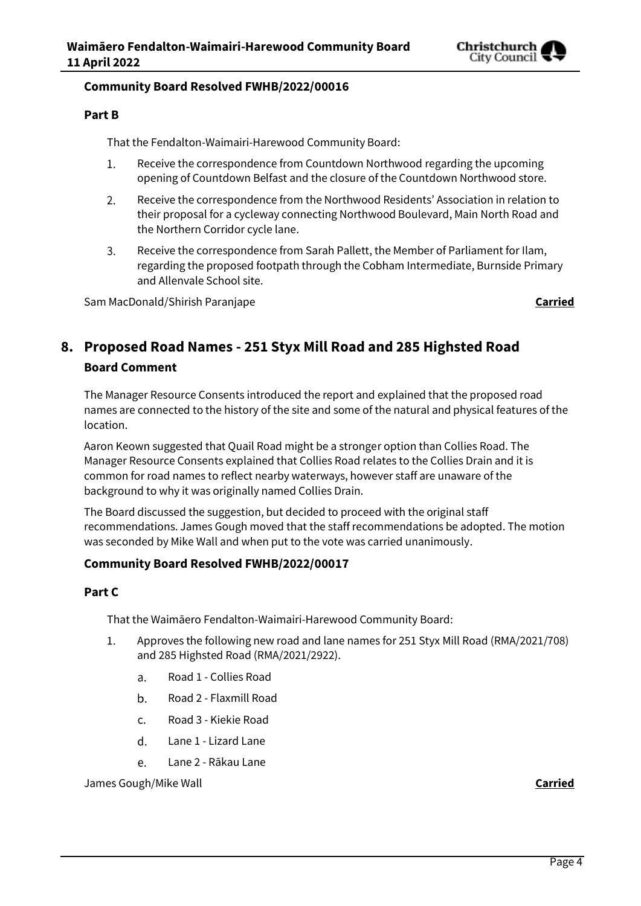**Community Board Resolved FWHB/2022/00016**

**Part B**

That the Fendalton-Waimairi-Harewood Community Board:

1. Receive the correspondence from Countdown Northwood regarding the upcoming opening of Countdown Belfast and the closure of the Countdown Northwood store.
2. Receive the correspondence from the Northwood Residents' Association in relation to their proposal for a cycleway connecting Northwood Boulevard, Main North Road and the Northern Corridor cycle lane.
3. Receive the correspondence from Sarah Pallett, the Member of Parliament for Ilam, regarding the proposed footpath through the Cobham Intermediate, Burnside Primary and Allenvale School site.

Sam MacDonald/Shirish Paranjape **Carried**

## 8. Proposed Road Names - 251 Styx Mill Road and 285 Highsted Road

**Board Comment**

The Manager Resource Consents introduced the report and explained that the proposed road names are connected to the history of the site and some of the natural and physical features of the location.

Aaron Keown suggested that Quail Road might be a stronger option than Collies Road. The Manager Resource Consents explained that Collies Road relates to the Collies Drain and it is common for road names to reflect nearby waterways, however staff are unaware of the background to why it was originally named Collies Drain.

The Board discussed the suggestion, but decided to proceed with the original staff recommendations. James Gough moved that the staff recommendations be adopted. The motion was seconded by Mike Wall and when put to the vote was carried unanimously.

**Community Board Resolved FWHB/2022/00017**

**Part C**

That the Waimāero Fendalton-Waimairi-Harewood Community Board:

1. Approves the following new road and lane names for 251 Styx Mill Road (RMA/2021/708) and 285 Highsted Road (RMA/2021/2922).
   a. Road 1 - Collies Road
   b. Road 2 - Flaxmill Road
   c. Road 3 - Kiekie Road
   d. Lane 1 - Lizard Lane
   e. Lane 2 - Rākau Lane

James Gough/Mike Wall **Carried**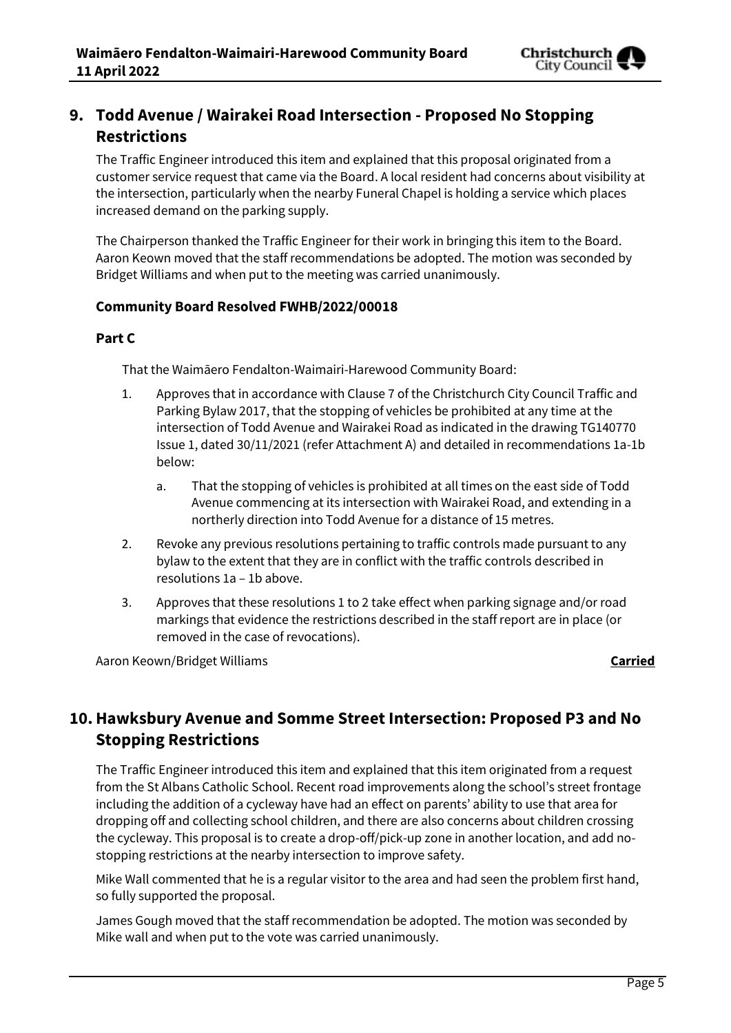## 9. Todd Avenue / Wairakei Road Intersection - Proposed No Stopping Restrictions

The Traffic Engineer introduced this item and explained that this proposal originated from a customer service request that came via the Board. A local resident had concerns about visibility at the intersection, particularly when the nearby Funeral Chapel is holding a service which places increased demand on the parking supply.

The Chairperson thanked the Traffic Engineer for their work in bringing this item to the Board. Aaron Keown moved that the staff recommendations be adopted. The motion was seconded by Bridget Williams and when put to the meeting was carried unanimously.

**Community Board Resolved FWHB/2022/00018**

**Part C**

That the Waimāero Fendalton-Waimairi-Harewood Community Board:

1. Approves that in accordance with Clause 7 of the Christchurch City Council Traffic and Parking Bylaw 2017, that the stopping of vehicles be prohibited at any time at the intersection of Todd Avenue and Wairakei Road as indicated in the drawing TG140770 Issue 1, dated 30/11/2021 (refer Attachment A) and detailed in recommendations 1a-1b below:
   a. That the stopping of vehicles is prohibited at all times on the east side of Todd Avenue commencing at its intersection with Wairakei Road, and extending in a northerly direction into Todd Avenue for a distance of 15 metres.
2. Revoke any previous resolutions pertaining to traffic controls made pursuant to any bylaw to the extent that they are in conflict with the traffic controls described in resolutions 1a – 1b above.
3. Approves that these resolutions 1 to 2 take effect when parking signage and/or road markings that evidence the restrictions described in the staff report are in place (or removed in the case of revocations).

Aaron Keown/Bridget Williams **Carried**

## 10. Hawksbury Avenue and Somme Street Intersection: Proposed P3 and No Stopping Restrictions

The Traffic Engineer introduced this item and explained that this item originated from a request from the St Albans Catholic School. Recent road improvements along the school's street frontage including the addition of a cycleway have had an effect on parents' ability to use that area for dropping off and collecting school children, and there are also concerns about children crossing the cycleway. This proposal is to create a drop-off/pick-up zone in another location, and add no-stopping restrictions at the nearby intersection to improve safety.

Mike Wall commented that he is a regular visitor to the area and had seen the problem first hand, so fully supported the proposal.

James Gough moved that the staff recommendation be adopted. The motion was seconded by Mike wall and when put to the vote was carried unanimously.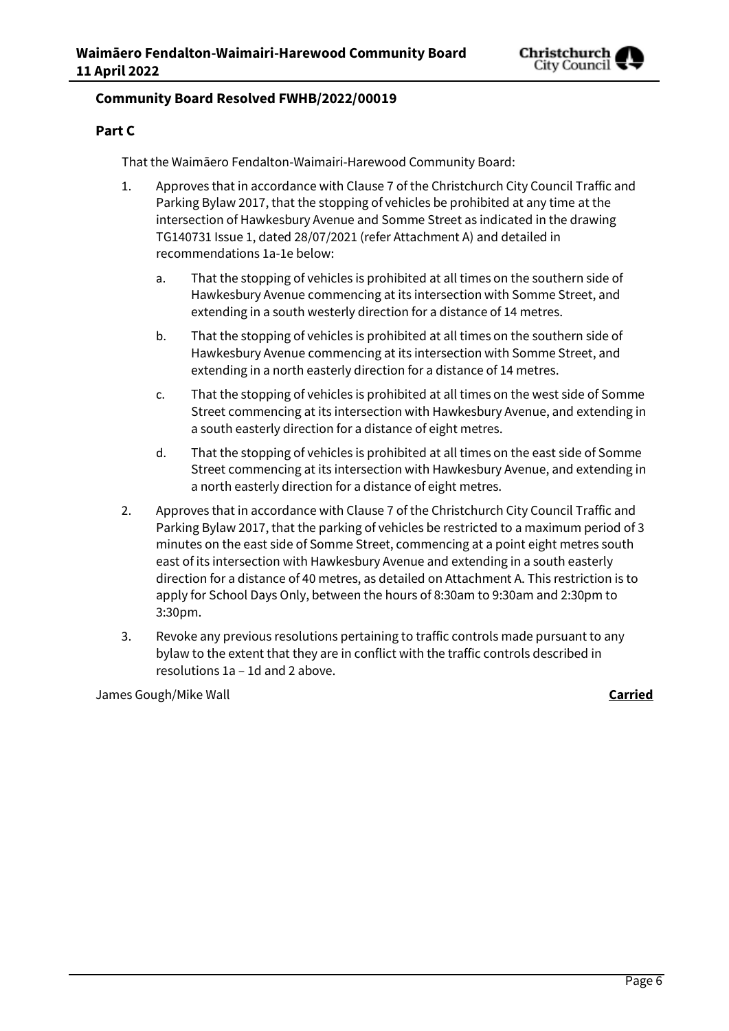## Community Board Resolved FWHB/2022/00019

### Part C

That the Waimāero Fendalton-Waimairi-Harewood Community Board:

1. Approves that in accordance with Clause 7 of the Christchurch City Council Traffic and Parking Bylaw 2017, that the stopping of vehicles be prohibited at any time at the intersection of Hawkesbury Avenue and Somme Street as indicated in the drawing TG140731 Issue 1, dated 28/07/2021 (refer Attachment A) and detailed in recommendations 1a-1e below:
   a. That the stopping of vehicles is prohibited at all times on the southern side of Hawkesbury Avenue commencing at its intersection with Somme Street, and extending in a south westerly direction for a distance of 14 metres.
   b. That the stopping of vehicles is prohibited at all times on the southern side of Hawkesbury Avenue commencing at its intersection with Somme Street, and extending in a north easterly direction for a distance of 14 metres.
   c. That the stopping of vehicles is prohibited at all times on the west side of Somme Street commencing at its intersection with Hawkesbury Avenue, and extending in a south easterly direction for a distance of eight metres.
   d. That the stopping of vehicles is prohibited at all times on the east side of Somme Street commencing at its intersection with Hawkesbury Avenue, and extending in a north easterly direction for a distance of eight metres.
2. Approves that in accordance with Clause 7 of the Christchurch City Council Traffic and Parking Bylaw 2017, that the parking of vehicles be restricted to a maximum period of 3 minutes on the east side of Somme Street, commencing at a point eight metres south east of its intersection with Hawkesbury Avenue and extending in a south easterly direction for a distance of 40 metres, as detailed on Attachment A. This restriction is to apply for School Days Only, between the hours of 8:30am to 9:30am and 2:30pm to 3:30pm.
3. Revoke any previous resolutions pertaining to traffic controls made pursuant to any bylaw to the extent that they are in conflict with the traffic controls described in resolutions 1a – 1d and 2 above.

James Gough/Mike Wall **Carried**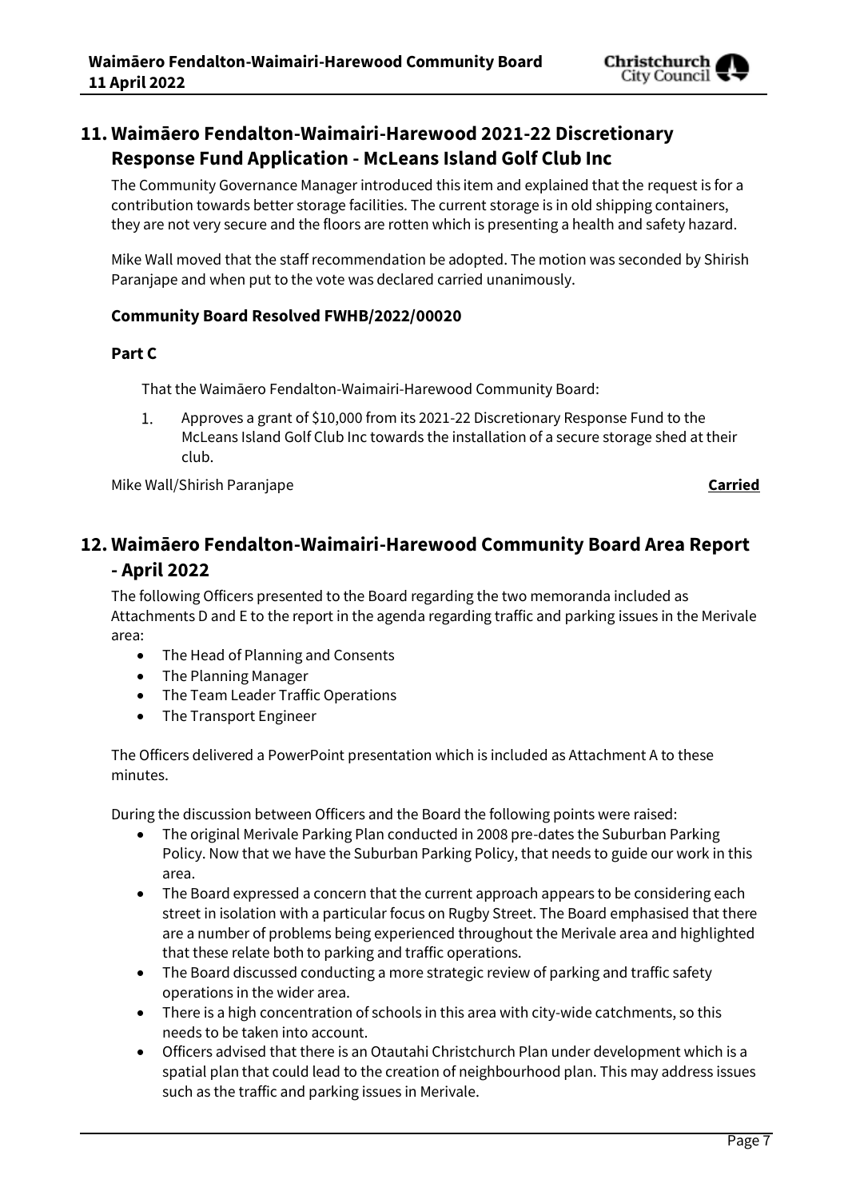## 11. Waimāero Fendalton-Waimairi-Harewood 2021-22 Discretionary Response Fund Application - McLeans Island Golf Club Inc

The Community Governance Manager introduced this item and explained that the request is for a contribution towards better storage facilities. The current storage is in old shipping containers, they are not very secure and the floors are rotten which is presenting a health and safety hazard.

Mike Wall moved that the staff recommendation be adopted. The motion was seconded by Shirish Paranjape and when put to the vote was declared carried unanimously.

### Community Board Resolved FWHB/2022/00020

**Part C**

That the Waimāero Fendalton-Waimairi-Harewood Community Board:

1. Approves a grant of $10,000 from its 2021-22 Discretionary Response Fund to the McLeans Island Golf Club Inc towards the installation of a secure storage shed at their club.

Mike Wall/Shirish Paranjape **Carried**

## 12. Waimāero Fendalton-Waimairi-Harewood Community Board Area Report - April 2022

The following Officers presented to the Board regarding the two memoranda included as Attachments D and E to the report in the agenda regarding traffic and parking issues in the Merivale area:

- The Head of Planning and Consents
- The Planning Manager
- The Team Leader Traffic Operations
- The Transport Engineer

The Officers delivered a PowerPoint presentation which is included as Attachment A to these minutes.

During the discussion between Officers and the Board the following points were raised:

- The original Merivale Parking Plan conducted in 2008 pre-dates the Suburban Parking Policy. Now that we have the Suburban Parking Policy, that needs to guide our work in this area.
- The Board expressed a concern that the current approach appears to be considering each street in isolation with a particular focus on Rugby Street. The Board emphasised that there are a number of problems being experienced throughout the Merivale area and highlighted that these relate both to parking and traffic operations.
- The Board discussed conducting a more strategic review of parking and traffic safety operations in the wider area.
- There is a high concentration of schools in this area with city-wide catchments, so this needs to be taken into account.
- Officers advised that there is an Otautahi Christchurch Plan under development which is a spatial plan that could lead to the creation of neighbourhood plan. This may address issues such as the traffic and parking issues in Merivale.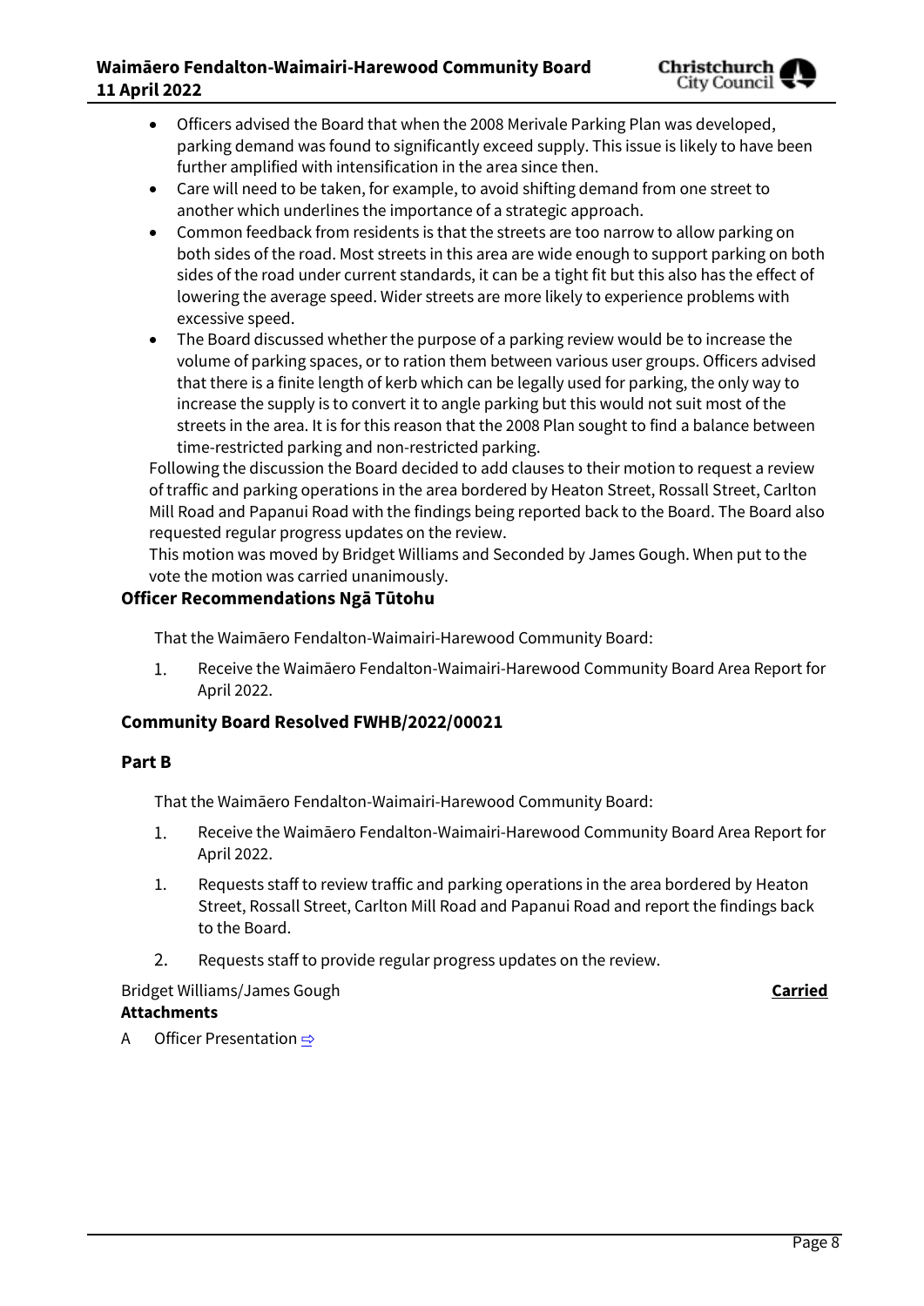- Officers advised the Board that when the 2008 Merivale Parking Plan was developed, parking demand was found to significantly exceed supply. This issue is likely to have been further amplified with intensification in the area since then.
- Care will need to be taken, for example, to avoid shifting demand from one street to another which underlines the importance of a strategic approach.
- Common feedback from residents is that the streets are too narrow to allow parking on both sides of the road. Most streets in this area are wide enough to support parking on both sides of the road under current standards, it can be a tight fit but this also has the effect of lowering the average speed. Wider streets are more likely to experience problems with excessive speed.
- The Board discussed whether the purpose of a parking review would be to increase the volume of parking spaces, or to ration them between various user groups. Officers advised that there is a finite length of kerb which can be legally used for parking, the only way to increase the supply is to convert it to angle parking but this would not suit most of the streets in the area. It is for this reason that the 2008 Plan sought to find a balance between time-restricted parking and non-restricted parking.

Following the discussion the Board decided to add clauses to their motion to request a review of traffic and parking operations in the area bordered by Heaton Street, Rossall Street, Carlton Mill Road and Papanui Road with the findings being reported back to the Board. The Board also requested regular progress updates on the review.

This motion was moved by Bridget Williams and Seconded by James Gough. When put to the vote the motion was carried unanimously.

### Officer Recommendations Ngā Tūtohu

That the Waimāero Fendalton-Waimairi-Harewood Community Board:

1. Receive the Waimāero Fendalton-Waimairi-Harewood Community Board Area Report for April 2022.

### Community Board Resolved FWHB/2022/00021

### Part B

That the Waimāero Fendalton-Waimairi-Harewood Community Board:

1. Receive the Waimāero Fendalton-Waimairi-Harewood Community Board Area Report for April 2022.

1. Requests staff to review traffic and parking operations in the area bordered by Heaton Street, Rossall Street, Carlton Mill Road and Papanui Road and report the findings back to the Board.

2. Requests staff to provide regular progress updates on the review.

Bridget Williams/James Gough **Carried**

**Attachments**

A Officer Presentation ⇨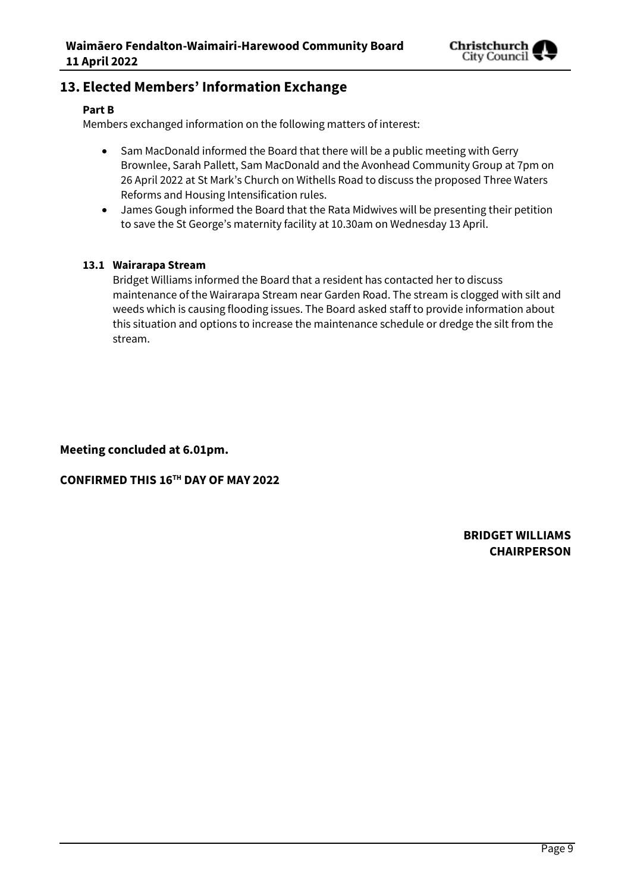## 13. Elected Members' Information Exchange

**Part B**

Members exchanged information on the following matters of interest:

- Sam MacDonald informed the Board that there will be a public meeting with Gerry Brownlee, Sarah Pallett, Sam MacDonald and the Avonhead Community Group at 7pm on 26 April 2022 at St Mark's Church on Withells Road to discuss the proposed Three Waters Reforms and Housing Intensification rules.
- James Gough informed the Board that the Rata Midwives will be presenting their petition to save the St George's maternity facility at 10.30am on Wednesday 13 April.

### 13.1 Wairarapa Stream

Bridget Williams informed the Board that a resident has contacted her to discuss maintenance of the Wairarapa Stream near Garden Road. The stream is clogged with silt and weeds which is causing flooding issues. The Board asked staff to provide information about this situation and options to increase the maintenance schedule or dredge the silt from the stream.

**Meeting concluded at 6.01pm.**

**CONFIRMED THIS 16TH DAY OF MAY 2022**

**BRIDGET WILLIAMS**
**CHAIRPERSON**